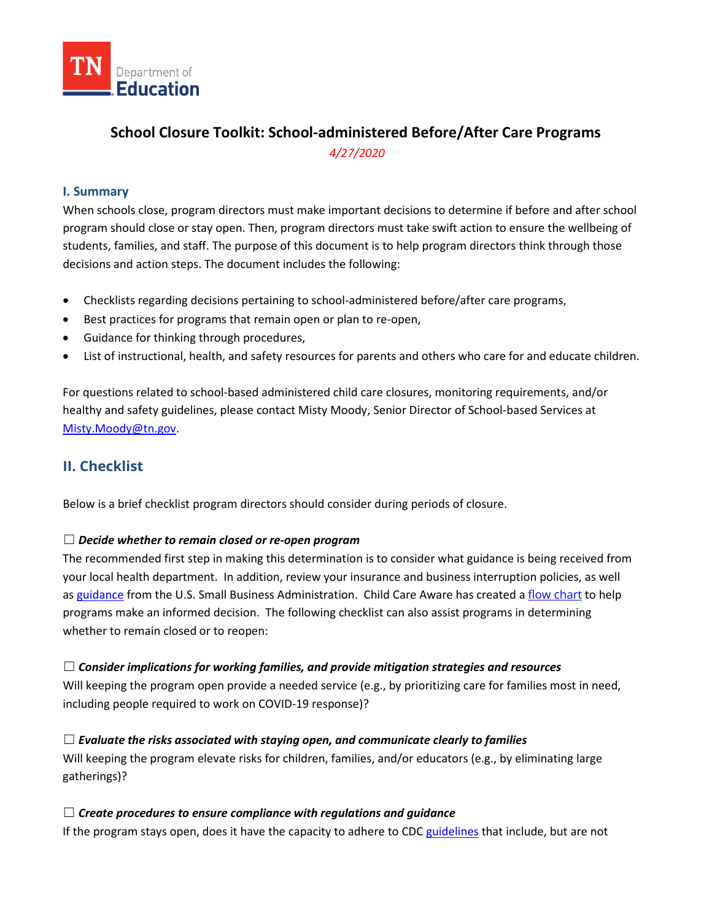# School Closure Toolkit: School-administered Before/After Care Programs

*4/27/2020*

## I. Summary

When schools close, program directors must make important decisions to determine if before and after school program should close or stay open. Then, program directors must take swift action to ensure the wellbeing of students, families, and staff. The purpose of this document is to help program directors think through those decisions and action steps. The document includes the following:

- Checklists regarding decisions pertaining to school-administered before/after care programs,
- Best practices for programs that remain open or plan to re-open,
- Guidance for thinking through procedures,
- List of instructional, health, and safety resources for parents and others who care for and educate children.

For questions related to school-based administered child care closures, monitoring requirements, and/or healthy and safety guidelines, please contact Misty Moody, Senior Director of School-based Services at Misty.Moody@tn.gov.

## II. Checklist

Below is a brief checklist program directors should consider during periods of closure.

☐ ***Decide whether to remain closed or re-open program***

The recommended first step in making this determination is to consider what guidance is being received from your local health department. In addition, review your insurance and business interruption policies, as well as guidance from the U.S. Small Business Administration. Child Care Aware has created a flow chart to help programs make an informed decision. The following checklist can also assist programs in determining whether to remain closed or to reopen:

☐ ***Consider implications for working families, and provide mitigation strategies and resources***

Will keeping the program open provide a needed service (e.g., by prioritizing care for families most in need, including people required to work on COVID-19 response)?

☐ ***Evaluate the risks associated with staying open, and communicate clearly to families***

Will keeping the program elevate risks for children, families, and/or educators (e.g., by eliminating large gatherings)?

☐ ***Create procedures to ensure compliance with regulations and guidance***

If the program stays open, does it have the capacity to adhere to CDC guidelines that include, but are not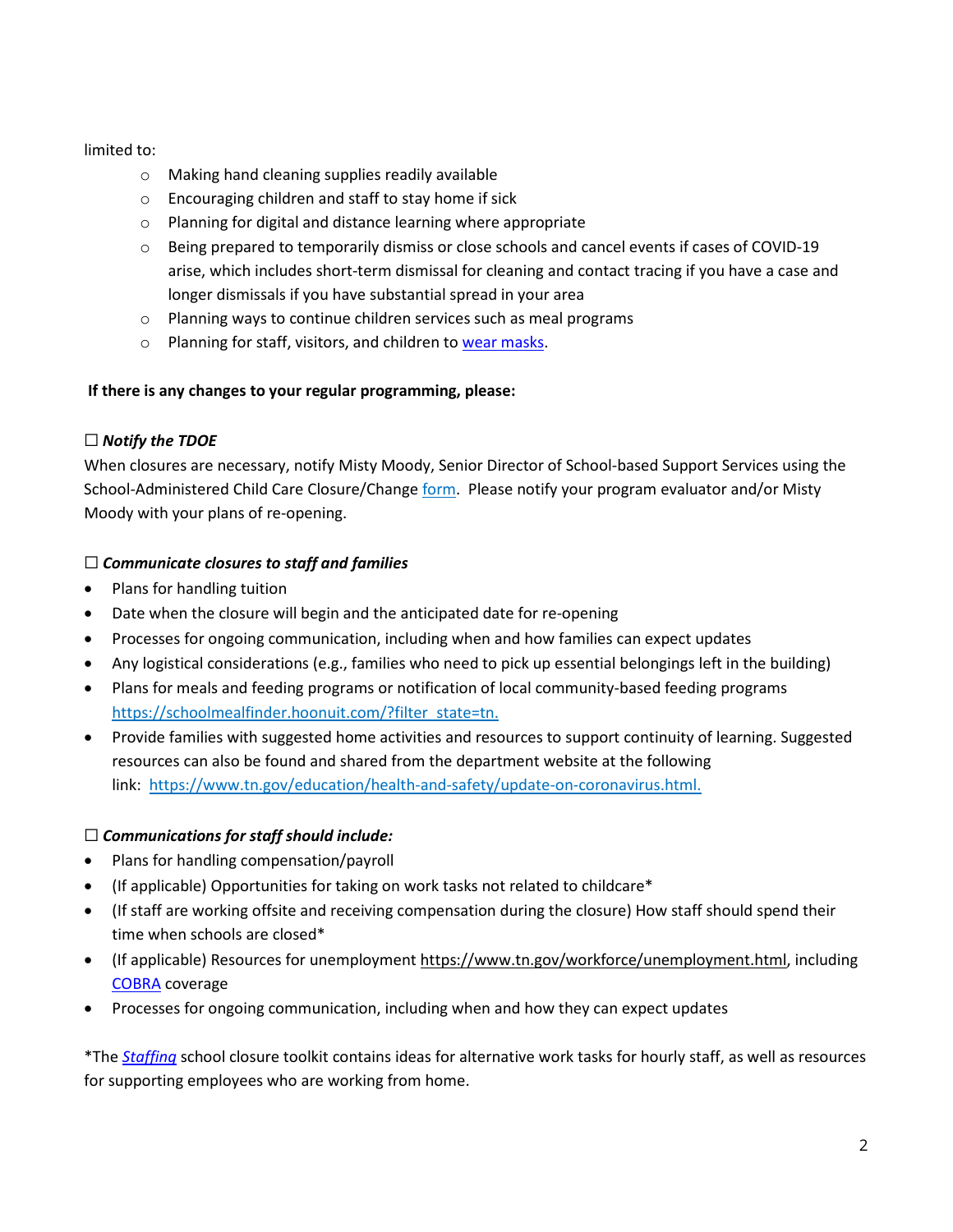limited to:

- Making hand cleaning supplies readily available
- Encouraging children and staff to stay home if sick
- Planning for digital and distance learning where appropriate
- Being prepared to temporarily dismiss or close schools and cancel events if cases of COVID-19 arise, which includes short-term dismissal for cleaning and contact tracing if you have a case and longer dismissals if you have substantial spread in your area
- Planning ways to continue children services such as meal programs
- Planning for staff, visitors, and children to [wear masks](#).

**If there is any changes to your regular programming, please:**

☐ ***Notify the TDOE***

When closures are necessary, notify Misty Moody, Senior Director of School-based Support Services using the School-Administered Child Care Closure/Change [form](#). Please notify your program evaluator and/or Misty Moody with your plans of re-opening.

☐ ***Communicate closures to staff and families***

- Plans for handling tuition
- Date when the closure will begin and the anticipated date for re-opening
- Processes for ongoing communication, including when and how families can expect updates
- Any logistical considerations (e.g., families who need to pick up essential belongings left in the building)
- Plans for meals and feeding programs or notification of local community-based feeding programs https://schoolmealfinder.hoonuit.com/?filter_state=tn.
- Provide families with suggested home activities and resources to support continuity of learning. Suggested resources can also be found and shared from the department website at the following link: https://www.tn.gov/education/health-and-safety/update-on-coronavirus.html.

☐ ***Communications for staff should include:***

- Plans for handling compensation/payroll
- (If applicable) Opportunities for taking on work tasks not related to childcare*
- (If staff are working offsite and receiving compensation during the closure) How staff should spend their time when schools are closed*
- (If applicable) Resources for unemployment https://www.tn.gov/workforce/unemployment.html, including [COBRA](#) coverage
- Processes for ongoing communication, including when and how they can expect updates

*The [*Staffing*](#) school closure toolkit contains ideas for alternative work tasks for hourly staff, as well as resources for supporting employees who are working from home.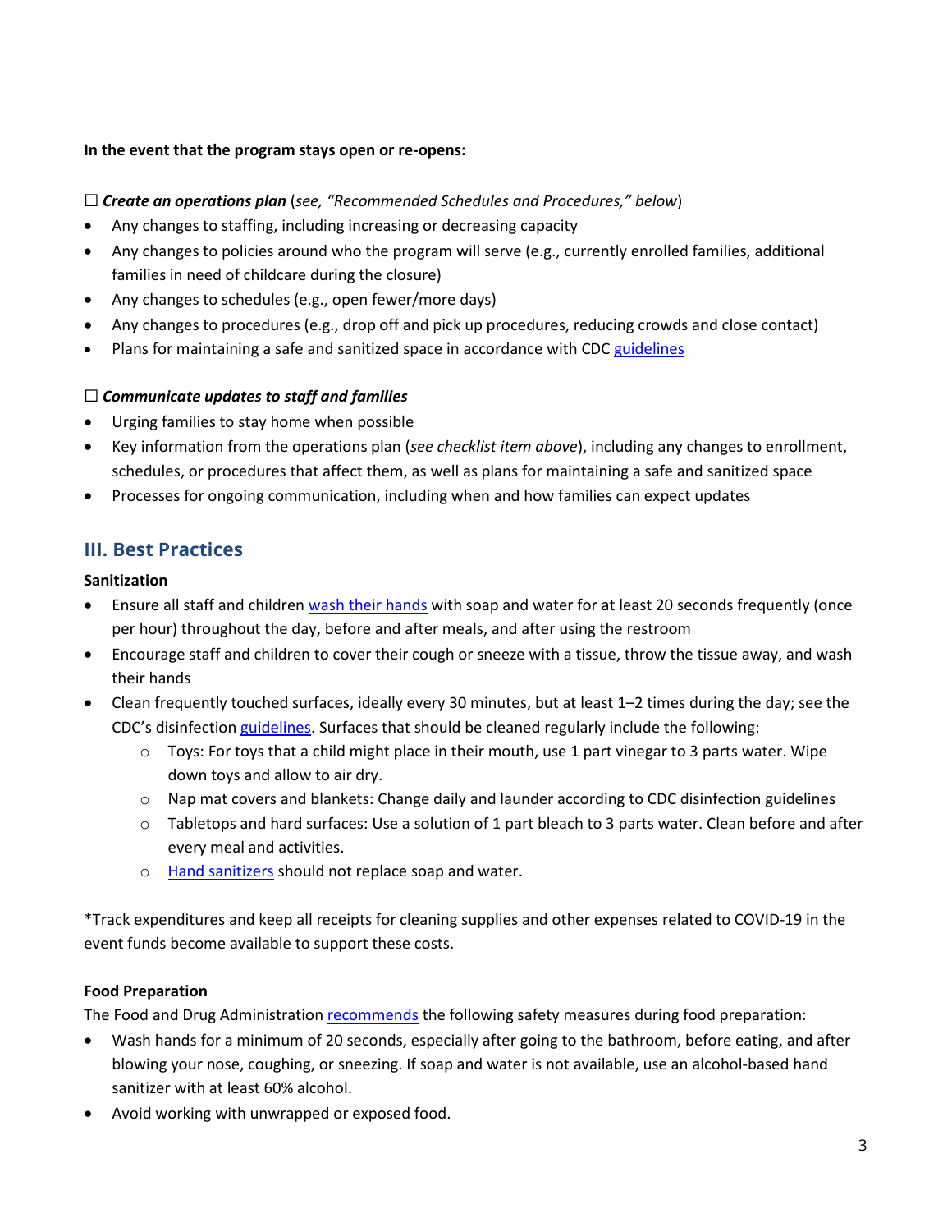**In the event that the program stays open or re-opens:**

☐ ***Create an operations plan*** (*see, "Recommended Schedules and Procedures," below*)

- Any changes to staffing, including increasing or decreasing capacity
- Any changes to policies around who the program will serve (e.g., currently enrolled families, additional families in need of childcare during the closure)
- Any changes to schedules (e.g., open fewer/more days)
- Any changes to procedures (e.g., drop off and pick up procedures, reducing crowds and close contact)
- Plans for maintaining a safe and sanitized space in accordance with CDC guidelines

☐ ***Communicate updates to staff and families***

- Urging families to stay home when possible
- Key information from the operations plan (*see checklist item above*), including any changes to enrollment, schedules, or procedures that affect them, as well as plans for maintaining a safe and sanitized space
- Processes for ongoing communication, including when and how families can expect updates

## III. Best Practices

**Sanitization**

- Ensure all staff and children wash their hands with soap and water for at least 20 seconds frequently (once per hour) throughout the day, before and after meals, and after using the restroom
- Encourage staff and children to cover their cough or sneeze with a tissue, throw the tissue away, and wash their hands
- Clean frequently touched surfaces, ideally every 30 minutes, but at least 1–2 times during the day; see the CDC's disinfection guidelines. Surfaces that should be cleaned regularly include the following:
  - Toys: For toys that a child might place in their mouth, use 1 part vinegar to 3 parts water. Wipe down toys and allow to air dry.
  - Nap mat covers and blankets: Change daily and launder according to CDC disinfection guidelines
  - Tabletops and hard surfaces: Use a solution of 1 part bleach to 3 parts water. Clean before and after every meal and activities.
  - Hand sanitizers should not replace soap and water.

*Track expenditures and keep all receipts for cleaning supplies and other expenses related to COVID-19 in the event funds become available to support these costs.

**Food Preparation**

The Food and Drug Administration recommends the following safety measures during food preparation:

- Wash hands for a minimum of 20 seconds, especially after going to the bathroom, before eating, and after blowing your nose, coughing, or sneezing. If soap and water is not available, use an alcohol-based hand sanitizer with at least 60% alcohol.
- Avoid working with unwrapped or exposed food.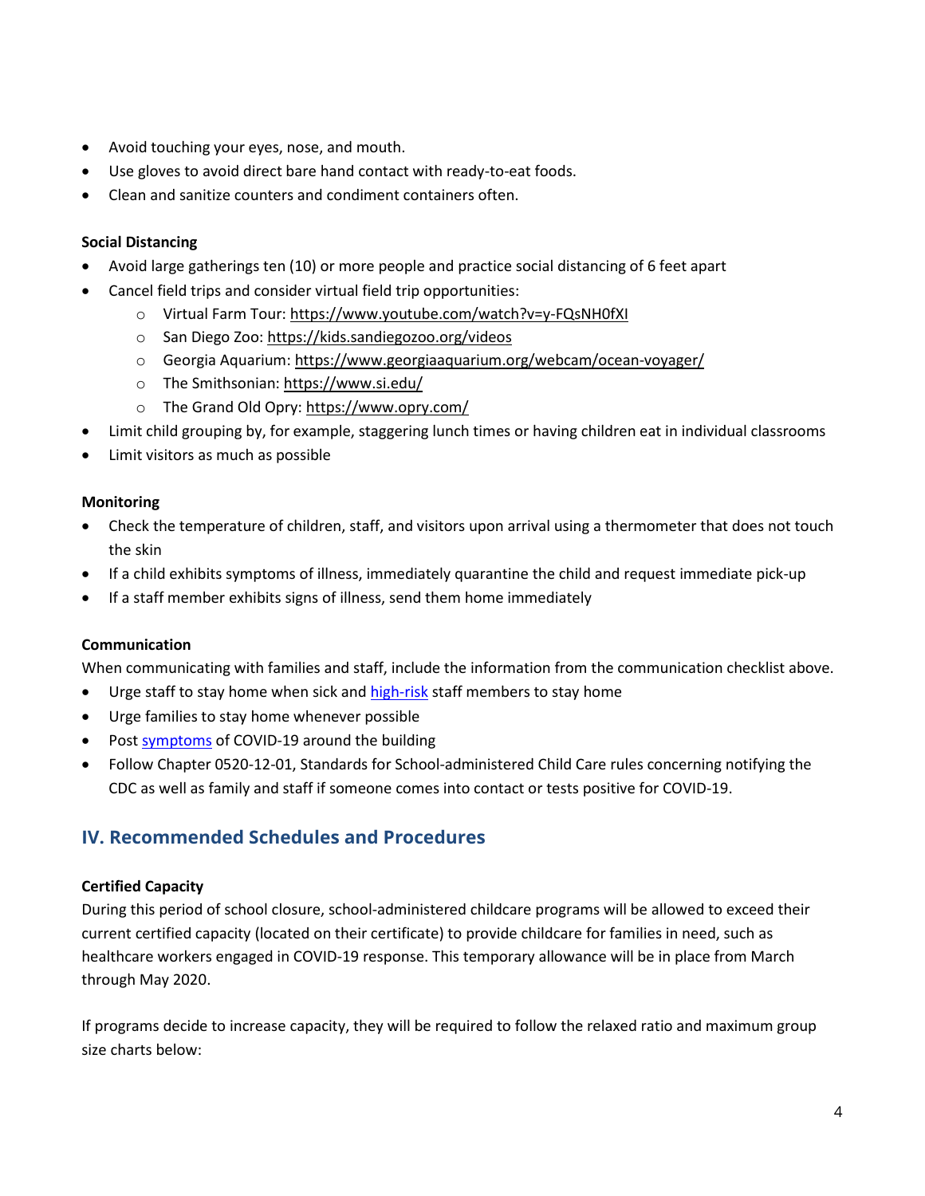- Avoid touching your eyes, nose, and mouth.
- Use gloves to avoid direct bare hand contact with ready-to-eat foods.
- Clean and sanitize counters and condiment containers often.

**Social Distancing**

- Avoid large gatherings ten (10) or more people and practice social distancing of 6 feet apart
- Cancel field trips and consider virtual field trip opportunities:
  - Virtual Farm Tour: https://www.youtube.com/watch?v=y-FQsNH0fXI
  - San Diego Zoo: https://kids.sandiegozoo.org/videos
  - Georgia Aquarium: https://www.georgiaaquarium.org/webcam/ocean-voyager/
  - The Smithsonian: https://www.si.edu/
  - The Grand Old Opry: https://www.opry.com/
- Limit child grouping by, for example, staggering lunch times or having children eat in individual classrooms
- Limit visitors as much as possible

**Monitoring**

- Check the temperature of children, staff, and visitors upon arrival using a thermometer that does not touch the skin
- If a child exhibits symptoms of illness, immediately quarantine the child and request immediate pick-up
- If a staff member exhibits signs of illness, send them home immediately

**Communication**

When communicating with families and staff, include the information from the communication checklist above.

- Urge staff to stay home when sick and high-risk staff members to stay home
- Urge families to stay home whenever possible
- Post symptoms of COVID-19 around the building
- Follow Chapter 0520-12-01, Standards for School-administered Child Care rules concerning notifying the CDC as well as family and staff if someone comes into contact or tests positive for COVID-19.

## IV. Recommended Schedules and Procedures

**Certified Capacity**

During this period of school closure, school-administered childcare programs will be allowed to exceed their current certified capacity (located on their certificate) to provide childcare for families in need, such as healthcare workers engaged in COVID-19 response. This temporary allowance will be in place from March through May 2020.

If programs decide to increase capacity, they will be required to follow the relaxed ratio and maximum group size charts below: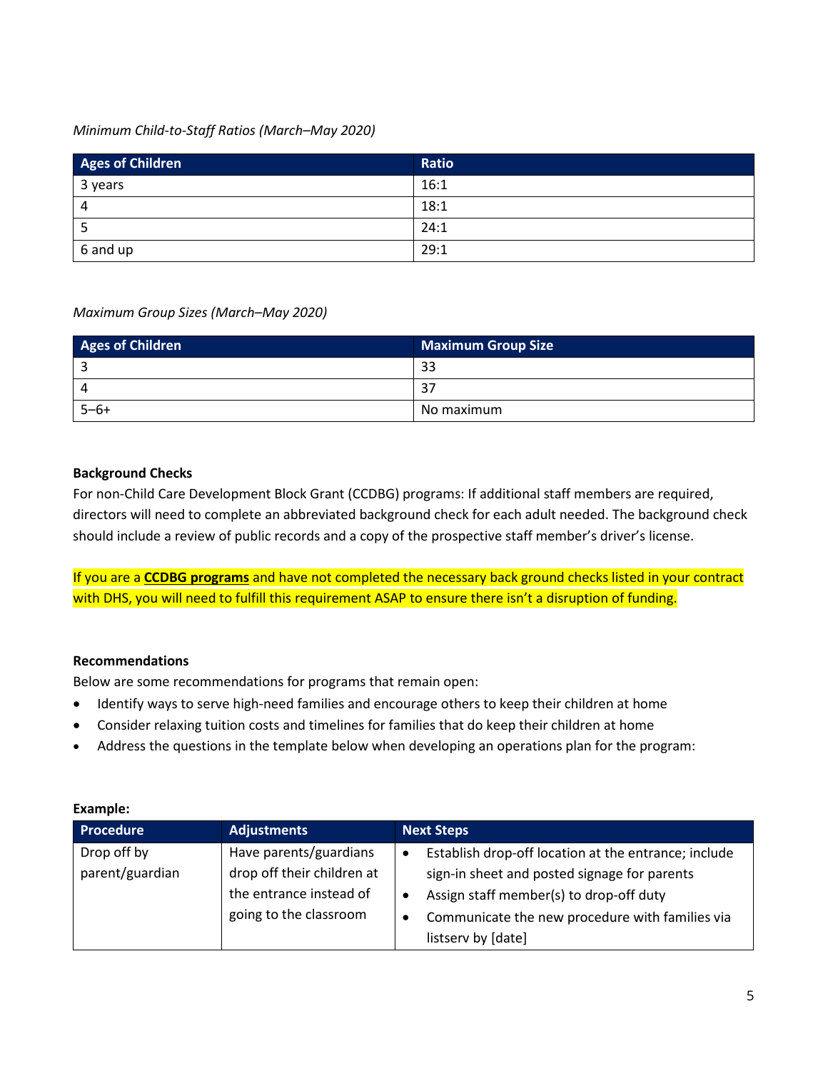*Minimum Child-to-Staff Ratios (March–May 2020)*

| Ages of Children | Ratio |
|---|---|
| 3 years | 16:1 |
| 4 | 18:1 |
| 5 | 24:1 |
| 6 and up | 29:1 |

*Maximum Group Sizes (March–May 2020)*

| Ages of Children | Maximum Group Size |
|---|---|
| 3 | 33 |
| 4 | 37 |
| 5–6+ | No maximum |

**Background Checks**

For non-Child Care Development Block Grant (CCDBG) programs: If additional staff members are required, directors will need to complete an abbreviated background check for each adult needed. The background check should include a review of public records and a copy of the prospective staff member's driver's license.

If you are a **CCDBG programs** and have not completed the necessary back ground checks listed in your contract with DHS, you will need to fulfill this requirement ASAP to ensure there isn't a disruption of funding.

**Recommendations**

Below are some recommendations for programs that remain open:

- Identify ways to serve high-need families and encourage others to keep their children at home
- Consider relaxing tuition costs and timelines for families that do keep their children at home
- Address the questions in the template below when developing an operations plan for the program:

**Example:**

| Procedure | Adjustments | Next Steps |
|---|---|---|
| Drop off by parent/guardian | Have parents/guardians drop off their children at the entrance instead of going to the classroom | • Establish drop-off location at the entrance; include sign-in sheet and posted signage for parents<br>• Assign staff member(s) to drop-off duty<br>• Communicate the new procedure with families via listserv by [date] |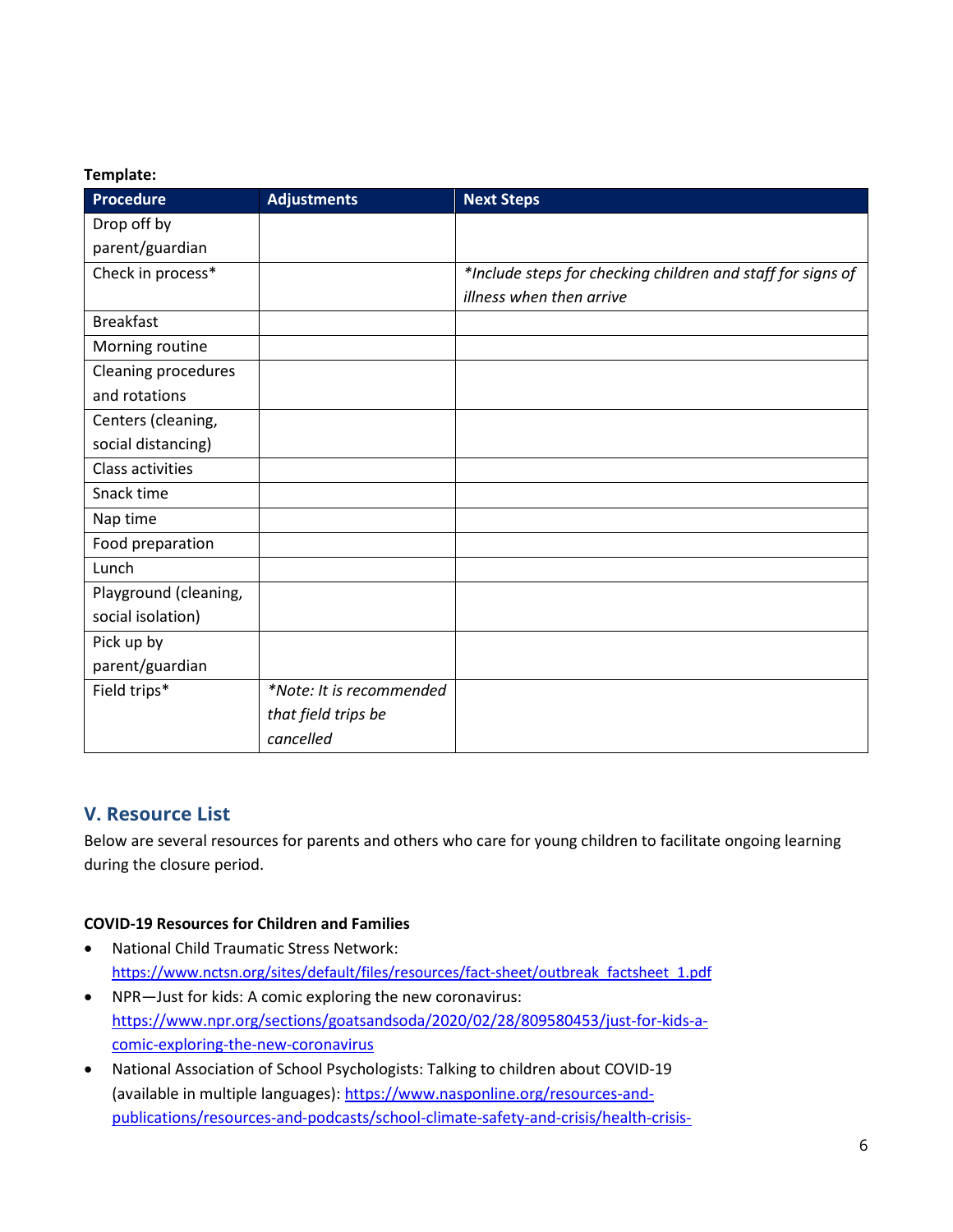**Template:**

| Procedure | Adjustments | Next Steps |
|---|---|---|
| Drop off by parent/guardian | | |
| Check in process* | | *\*Include steps for checking children and staff for signs of illness when then arrive* |
| Breakfast | | |
| Morning routine | | |
| Cleaning procedures and rotations | | |
| Centers (cleaning, social distancing) | | |
| Class activities | | |
| Snack time | | |
| Nap time | | |
| Food preparation | | |
| Lunch | | |
| Playground (cleaning, social isolation) | | |
| Pick up by parent/guardian | | |
| Field trips* | *\*Note: It is recommended that field trips be cancelled* | |

## V. Resource List

Below are several resources for parents and others who care for young children to facilitate ongoing learning during the closure period.

**COVID-19 Resources for Children and Families**

- National Child Traumatic Stress Network: https://www.nctsn.org/sites/default/files/resources/fact-sheet/outbreak_factsheet_1.pdf
- NPR—Just for kids: A comic exploring the new coronavirus: https://www.npr.org/sections/goatsandsoda/2020/02/28/809580453/just-for-kids-a-comic-exploring-the-new-coronavirus
- National Association of School Psychologists: Talking to children about COVID-19 (available in multiple languages): https://www.nasponline.org/resources-and-publications/resources-and-podcasts/school-climate-safety-and-crisis/health-crisis-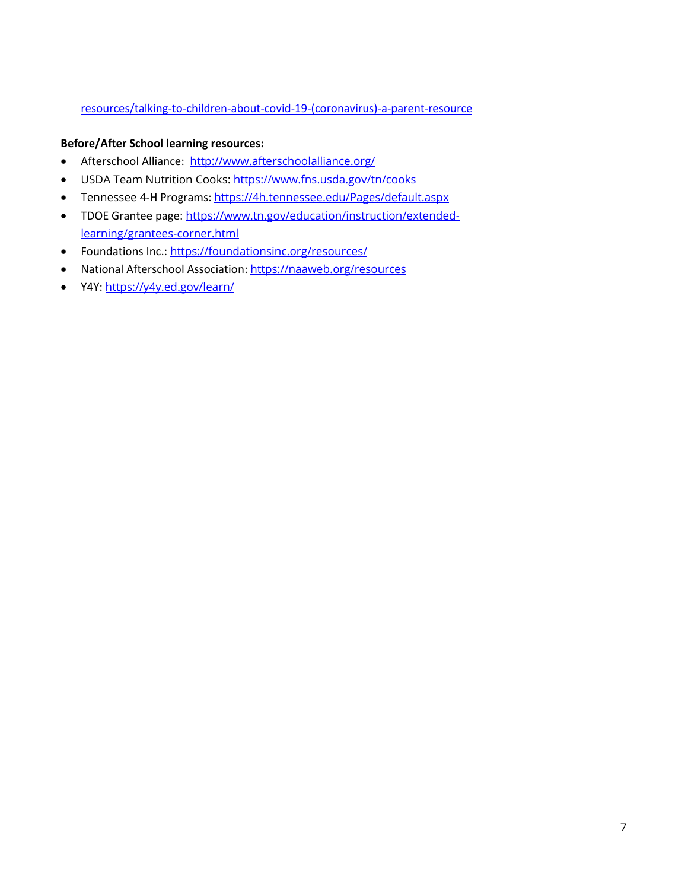resources/talking-to-children-about-covid-19-(coronavirus)-a-parent-resource

**Before/After School learning resources:**

- Afterschool Alliance: http://www.afterschoolalliance.org/
- USDA Team Nutrition Cooks: https://www.fns.usda.gov/tn/cooks
- Tennessee 4-H Programs: https://4h.tennessee.edu/Pages/default.aspx
- TDOE Grantee page: https://www.tn.gov/education/instruction/extended-learning/grantees-corner.html
- Foundations Inc.: https://foundationsinc.org/resources/
- National Afterschool Association: https://naaweb.org/resources
- Y4Y: https://y4y.ed.gov/learn/